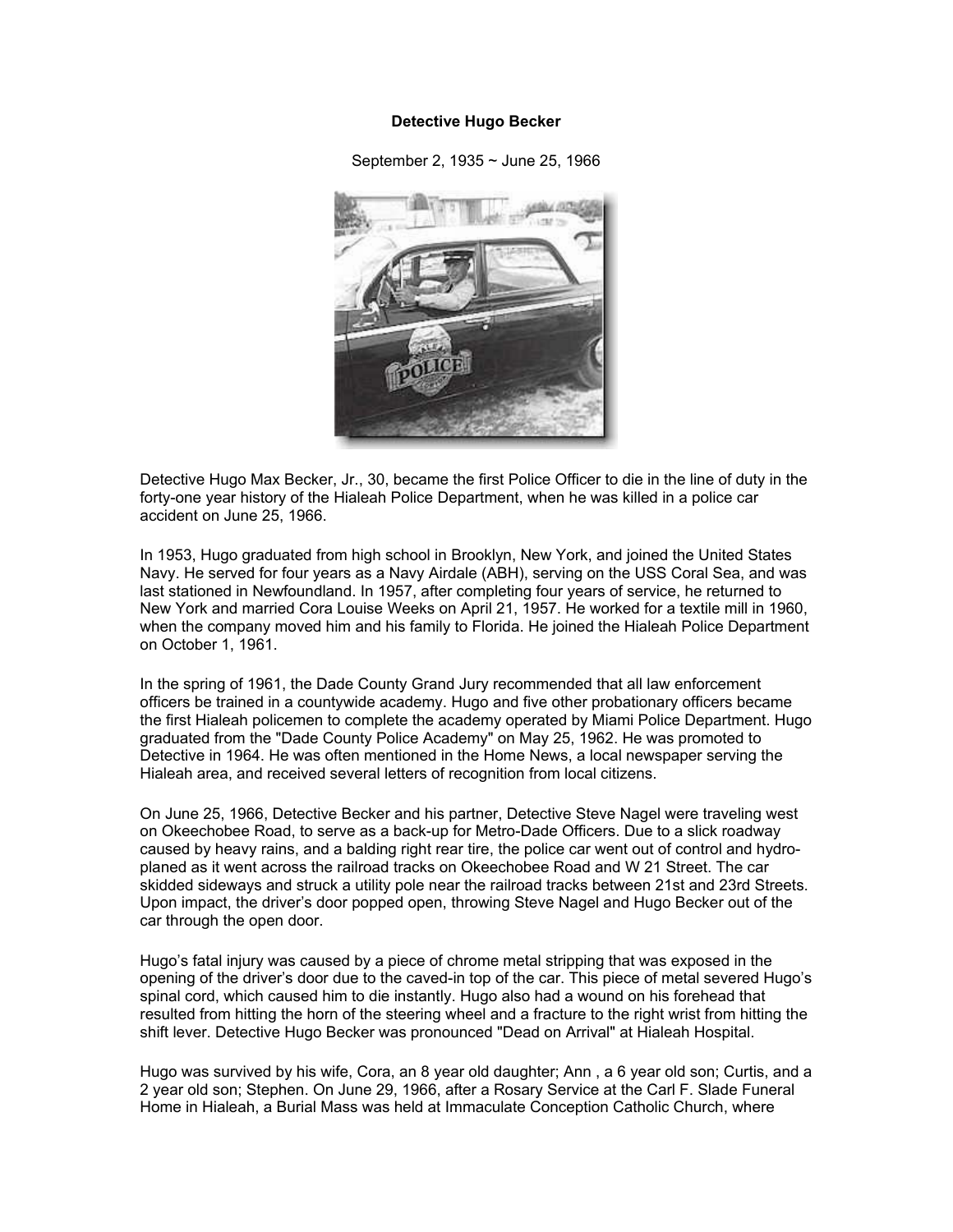**Detective Hugo Becker**

September 2, 1935 ~ June 25, 1966

Detective Hugo Max Becker, Jr., 30, became the first Police Officer to die in the line of duty in the forty-one year history of the Hialeah Police Department, when he was killed in a police car accident on June 25, 1966.

In 1953, Hugo graduated from high school in Brooklyn, New York, and joined the United States Navy. He served for four years as a Navy Airdale (ABH), serving on the USS Coral Sea, and was last stationed in Newfoundland. In 1957, after completing four years of service, he returned to New York and married Cora Louise Weeks on April 21, 1957. He worked for a textile mill in 1960, when the company moved him and his family to Florida. He joined the Hialeah Police Department on October 1, 1961.

In the spring of 1961, the Dade County Grand Jury recommended that all law enforcement officers be trained in a countywide academy. Hugo and five other probationary officers became the first Hialeah policemen to complete the academy operated by Miami Police Department. Hugo graduated from the "Dade County Police Academy" on May 25, 1962. He was promoted to Detective in 1964. He was often mentioned in the Home News, a local newspaper serving the Hialeah area, and received several letters of recognition from local citizens.

On June 25, 1966, Detective Becker and his partner, Detective Steve Nagel were traveling west on Okeechobee Road, to serve as a back-up for Metro-Dade Officers. Due to a slick roadway caused by heavy rains, and a balding right rear tire, the police car went out of control and hydro-planed as it went across the railroad tracks on Okeechobee Road and W 21 Street. The car skidded sideways and struck a utility pole near the railroad tracks between 21st and 23rd Streets. Upon impact, the driver's door popped open, throwing Steve Nagel and Hugo Becker out of the car through the open door.

Hugo's fatal injury was caused by a piece of chrome metal stripping that was exposed in the opening of the driver's door due to the caved-in top of the car. This piece of metal severed Hugo's spinal cord, which caused him to die instantly. Hugo also had a wound on his forehead that resulted from hitting the horn of the steering wheel and a fracture to the right wrist from hitting the shift lever. Detective Hugo Becker was pronounced "Dead on Arrival" at Hialeah Hospital.

Hugo was survived by his wife, Cora, an 8 year old daughter; Ann , a 6 year old son; Curtis, and a 2 year old son; Stephen. On June 29, 1966, after a Rosary Service at the Carl F. Slade Funeral Home in Hialeah, a Burial Mass was held at Immaculate Conception Catholic Church, where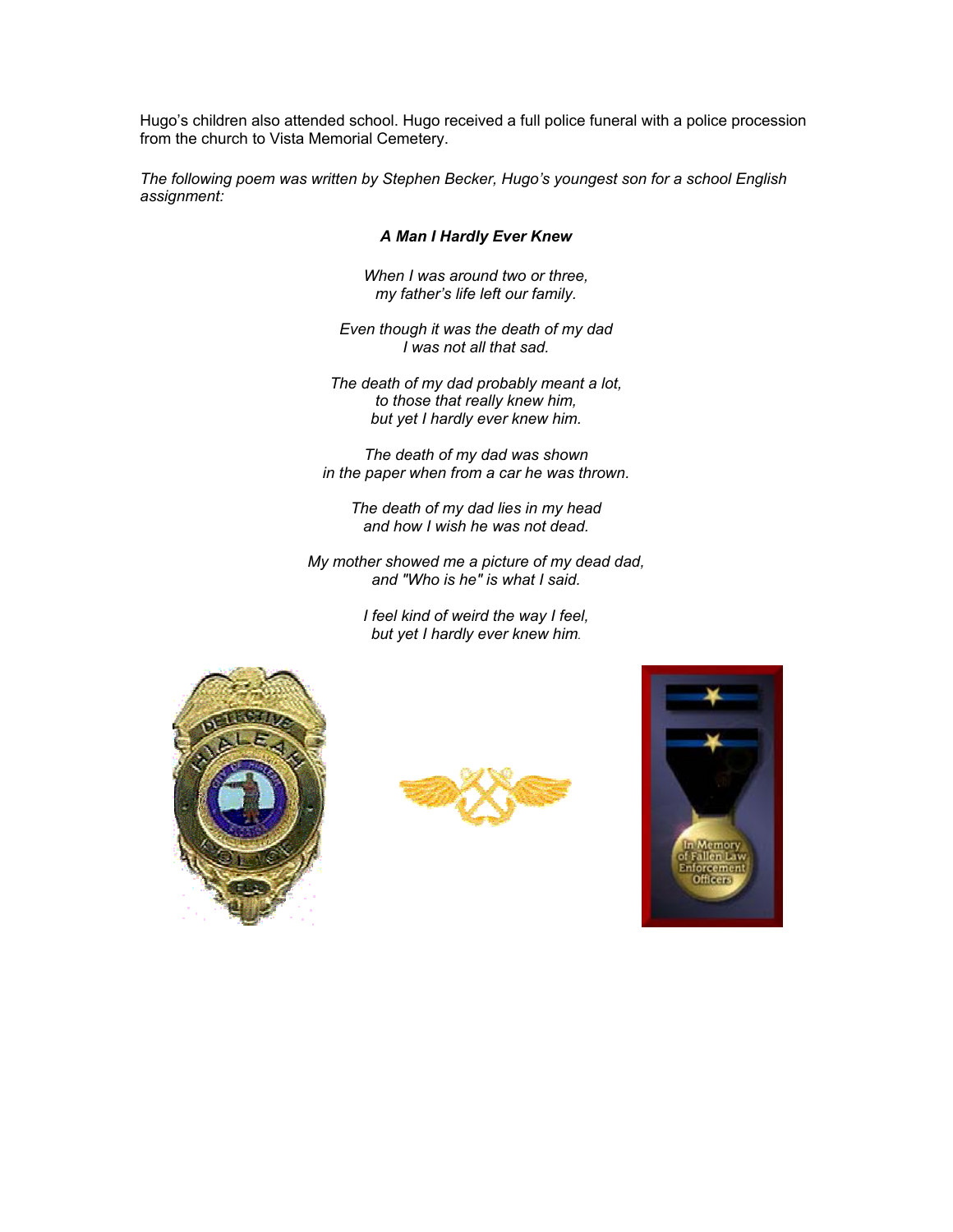Hugo's children also attended school. Hugo received a full police funeral with a police procession from the church to Vista Memorial Cemetery.

*The following poem was written by Stephen Becker, Hugo's youngest son for a school English assignment:*

***A Man I Hardly Ever Knew***

*When I was around two or three,*
*my father's life left our family.*

*Even though it was the death of my dad*
*I was not all that sad.*

*The death of my dad probably meant a lot,*
*to those that really knew him,*
*but yet I hardly ever knew him.*

*The death of my dad was shown*
*in the paper when from a car he was thrown.*

*The death of my dad lies in my head*
*and how I wish he was not dead.*

*My mother showed me a picture of my dead dad,*
*and "Who is he" is what I said.*

*I feel kind of weird the way I feel,*
*but yet I hardly ever knew him.*